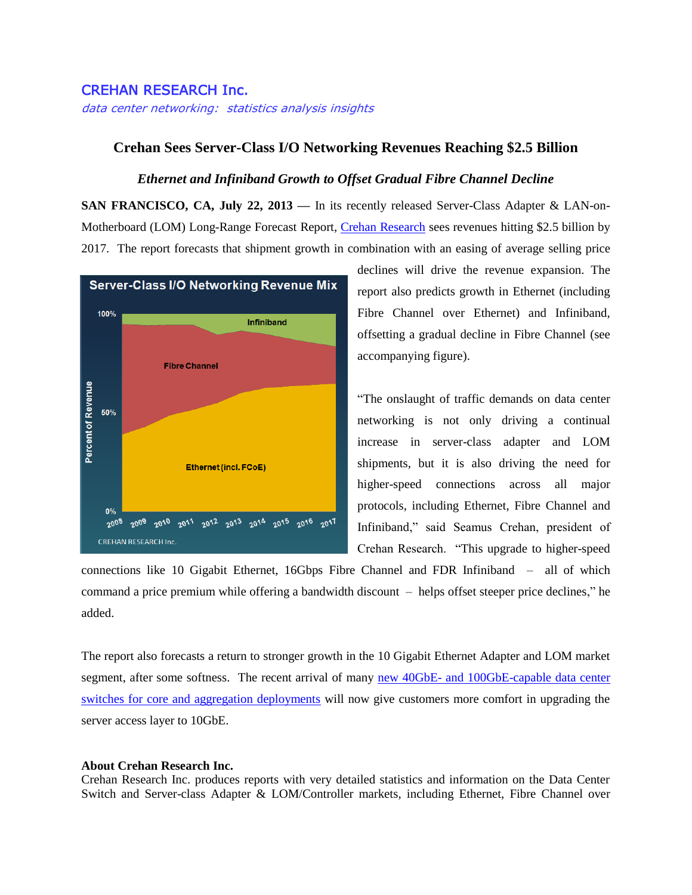CREHAN RESEARCH Inc.

*data center networking: statistics analysis insights*

# Crehan Sees Server-Class I/O Networking Revenues Reaching $2.5 Billion

## *Ethernet and Infiniband Growth to Offset Gradual Fibre Channel Decline*

**SAN FRANCISCO, CA, July 22, 2013** — In its recently released Server-Class Adapter & LAN-on-Motherboard (LOM) Long-Range Forecast Report, Crehan Research sees revenues hitting $2.5 billion by 2017. The report forecasts that shipment growth in combination with an easing of average selling price declines will drive the revenue expansion. The report also predicts growth in Ethernet (including Fibre Channel over Ethernet) and Infiniband, offsetting a gradual decline in Fibre Channel (see accompanying figure).

"The onslaught of traffic demands on data center networking is not only driving a continual increase in server-class adapter and LOM shipments, but it is also driving the need for higher-speed connections across all major protocols, including Ethernet, Fibre Channel and Infiniband," said Seamus Crehan, president of Crehan Research. "This upgrade to higher-speed connections like 10 Gigabit Ethernet, 16Gbps Fibre Channel and FDR Infiniband – all of which command a price premium while offering a bandwidth discount – helps offset steeper price declines," he added.

The report also forecasts a return to stronger growth in the 10 Gigabit Ethernet Adapter and LOM market segment, after some softness. The recent arrival of many new 40GbE- and 100GbE-capable data center switches for core and aggregation deployments will now give customers more comfort in upgrading the server access layer to 10GbE.

**About Crehan Research Inc.**

Crehan Research Inc. produces reports with very detailed statistics and information on the Data Center Switch and Server-class Adapter & LOM/Controller markets, including Ethernet, Fibre Channel over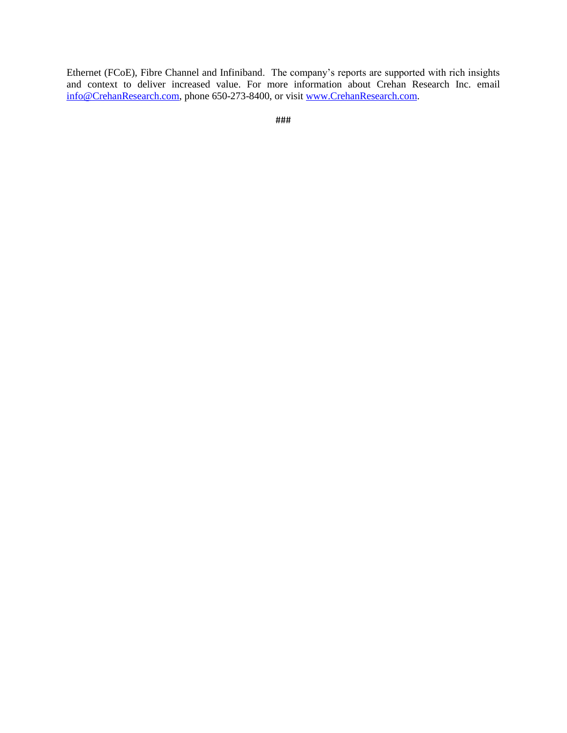Ethernet (FCoE), Fibre Channel and Infiniband. The company's reports are supported with rich insights and context to deliver increased value. For more information about Crehan Research Inc. email info@CrehanResearch.com, phone 650-273-8400, or visit www.CrehanResearch.com.

###